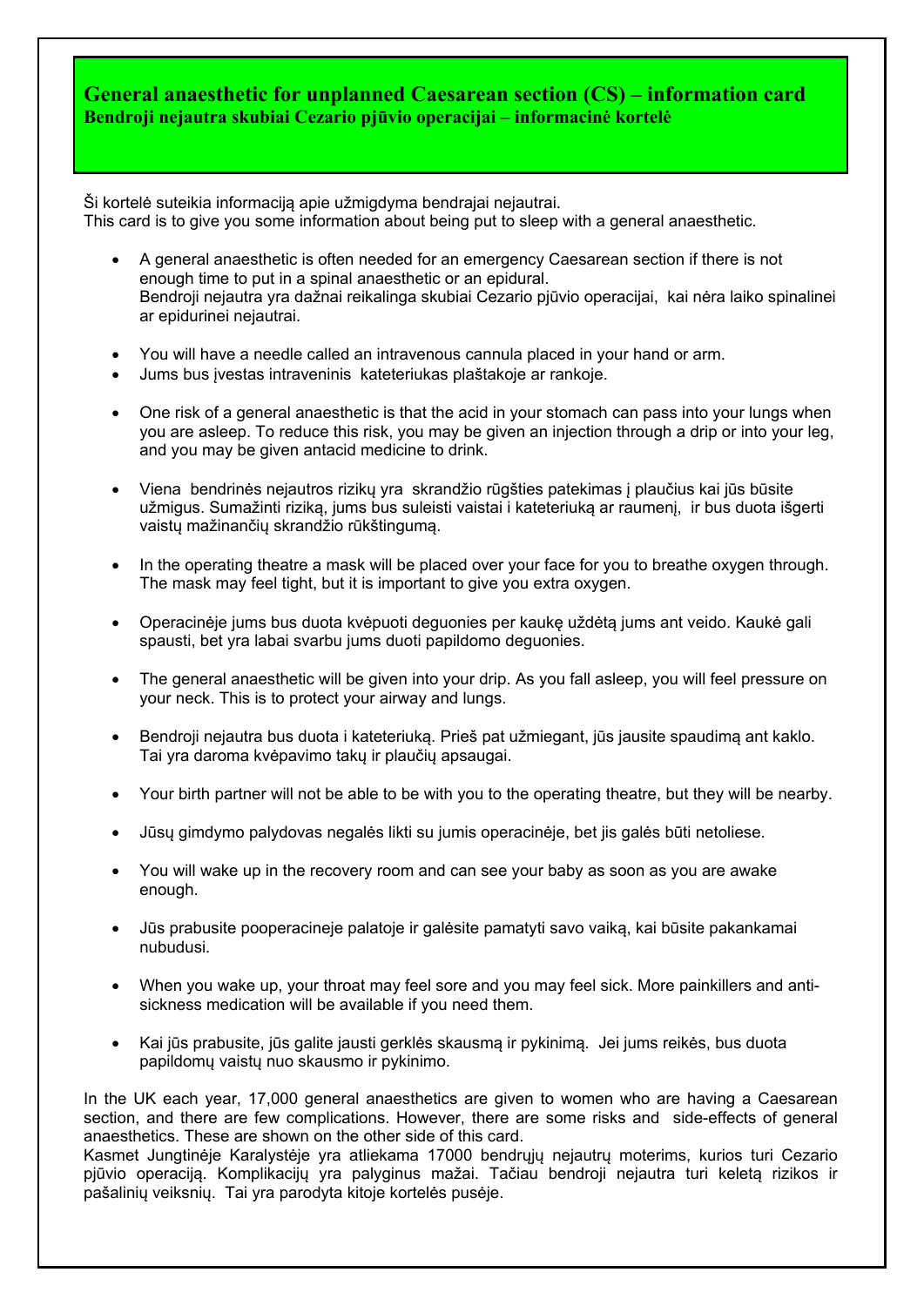# General anaesthetic for unplanned Caesarean section (CS) – information card

**Bendroji nejautra skubiai Cezario pjūvio operacijai – informacinė kortelė**

Ši kortelė suteikia informaciją apie užmigdyma bendrajai nejautrai.
This card is to give you some information about being put to sleep with a general anaesthetic.

- A general anaesthetic is often needed for an emergency Caesarean section if there is not enough time to put in a spinal anaesthetic or an epidural.
  Bendroji nejautra yra dažnai reikalinga skubiai Cezario pjūvio operacijai, kai nėra laiko spinalinei ar epidurinei nejautrai.

- You will have a needle called an intravenous cannula placed in your hand or arm.
- Jums bus įvestas intraveninis kateteriukas plaštakoje ar rankoje.

- One risk of a general anaesthetic is that the acid in your stomach can pass into your lungs when you are asleep. To reduce this risk, you may be given an injection through a drip or into your leg, and you may be given antacid medicine to drink.

- Viena bendrinės nejautros rizikų yra skrandžio rūgšties patekimas į plaučius kai jūs būsite užmigus. Sumažinti riziką, jums bus suleisti vaistai i kateteriuką ar raumenį, ir bus duota išgerti vaistų mažinančių skrandžio rūkštingumą.

- In the operating theatre a mask will be placed over your face for you to breathe oxygen through. The mask may feel tight, but it is important to give you extra oxygen.

- Operacinėje jums bus duota kvėpuoti deguonies per kaukę uždėtą jums ant veido. Kaukė gali spausti, bet yra labai svarbu jums duoti papildomo deguonies.

- The general anaesthetic will be given into your drip. As you fall asleep, you will feel pressure on your neck. This is to protect your airway and lungs.

- Bendroji nejautra bus duota i kateteriuką. Prieš pat užmiegant, jūs jausite spaudimą ant kaklo. Tai yra daroma kvėpavimo takų ir plaučių apsaugai.

- Your birth partner will not be able to be with you to the operating theatre, but they will be nearby.

- Jūsų gimdymo palydovas negalės likti su jumis operacinėje, bet jis galės būti netoliese.

- You will wake up in the recovery room and can see your baby as soon as you are awake enough.

- Jūs prabusite pooperacineje palatoje ir galėsite pamatyti savo vaiką, kai būsite pakankamai nubudusi.

- When you wake up, your throat may feel sore and you may feel sick. More painkillers and anti-sickness medication will be available if you need them.

- Kai jūs prabusite, jūs galite jausti gerklės skausmą ir pykinimą. Jei jums reikės, bus duota papildomų vaistų nuo skausmo ir pykinimo.

In the UK each year, 17,000 general anaesthetics are given to women who are having a Caesarean section, and there are few complications. However, there are some risks and side-effects of general anaesthetics. These are shown on the other side of this card.
Kasmet Jungtinėje Karalystėje yra atliekama 17000 bendrųjų nejautrų moterims, kurios turi Cezario pjūvio operaciją. Komplikacijų yra palyginus mažai. Tačiau bendroji nejautra turi keletą rizikos ir pašalinių veiksnių. Tai yra parodyta kitoje kortelės pusėje.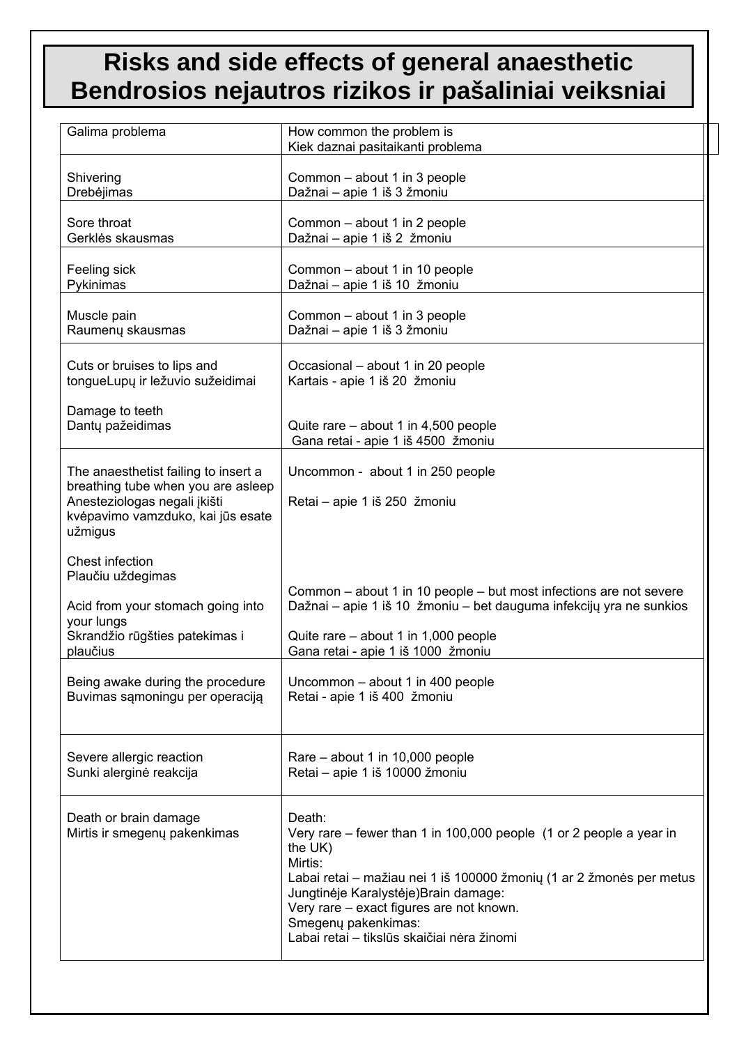# Risks and side effects of general anaesthetic
# Bendrosios nejautros rizikos ir pašaliniai veiksniai

| Galima problema | How common the problem is<br>Kiek daznai pasitaikanti problema |
|---|---|
| Shivering<br>Drebėjimas | Common – about 1 in 3 people<br>Dažnai – apie 1 iš 3 žmoniu |
| Sore throat<br>Gerklės skausmas | Common – about 1 in 2 people<br>Dažnai – apie 1 iš 2 žmoniu |
| Feeling sick<br>Pykinimas | Common – about 1 in 10 people<br>Dažnai – apie 1 iš 10 žmoniu |
| Muscle pain<br>Raumenų skausmas | Common – about 1 in 3 people<br>Dažnai – apie 1 iš 3 žmoniu |
| Cuts or bruises to lips and tongueLupų ir ležuvio sužeidimai<br><br>Damage to teeth<br>Dantų pažeidimas | Occasional – about 1 in 20 people<br>Kartais - apie 1 iš 20 žmoniu<br><br>Quite rare – about 1 in 4,500 people<br>Gana retai - apie 1 iš 4500 žmoniu |
| The anaesthetist failing to insert a breathing tube when you are asleep<br>Anesteziologas negali įkišti kvėpavimo vamzduko, kai jūs esate užmigus<br><br>Chest infection<br>Plaučiu uždegimas<br><br>Acid from your stomach going into your lungs<br>Skrandžio rūgšties patekimas i plaučius | Uncommon - about 1 in 250 people<br><br>Retai – apie 1 iš 250 žmoniu<br><br>Common – about 1 in 10 people – but most infections are not severe<br>Dažnai – apie 1 iš 10 žmoniu – bet dauguma infekcijų yra ne sunkios<br><br>Quite rare – about 1 in 1,000 people<br>Gana retai - apie 1 iš 1000 žmoniu |
| Being awake during the procedure<br>Buvimas sąmoningu per operaciją | Uncommon – about 1 in 400 people<br>Retai - apie 1 iš 400 žmoniu |
| Severe allergic reaction<br>Sunki alerginė reakcija | Rare – about 1 in 10,000 people<br>Retai – apie 1 iš 10000 žmoniu |
| Death or brain damage<br>Mirtis ir smegenų pakenkimas | Death:<br>Very rare – fewer than 1 in 100,000 people (1 or 2 people a year in the UK)<br>Mirtis:<br>Labai retai – mažiau nei 1 iš 100000 žmonių (1 ar 2 žmonės per metus Jungtinėje Karalystėje)Brain damage:<br>Very rare – exact figures are not known.<br>Smegenų pakenkimas:<br>Labai retai – tikslūs skaičiai nėra žinomi |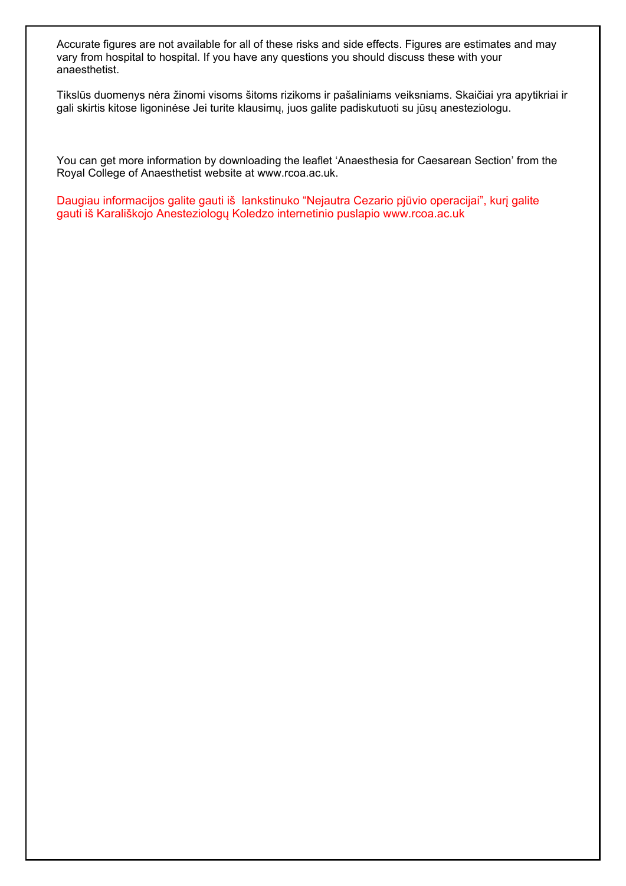Accurate figures are not available for all of these risks and side effects. Figures are estimates and may vary from hospital to hospital. If you have any questions you should discuss these with your anaesthetist.

Tikslūs duomenys nėra žinomi visoms šitoms rizikoms ir pašaliniams veiksniams. Skaičiai yra apytikriai ir gali skirtis kitose ligoninėse Jei turite klausimų, juos galite padiskutuoti su jūsų anesteziologu.

You can get more information by downloading the leaflet 'Anaesthesia for Caesarean Section' from the Royal College of Anaesthetist website at www.rcoa.ac.uk.

Daugiau informacijos galite gauti iš  lankstinuko "Nejautra Cezario pjūvio operacijai", kurį galite gauti iš Karališkojo Anesteziologų Koledzo internetinio puslapio www.rcoa.ac.uk